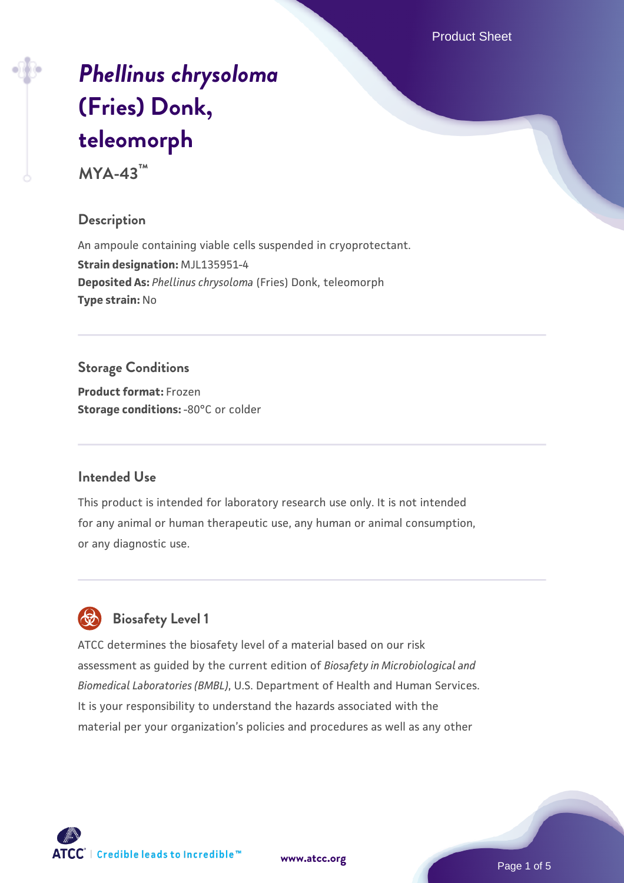# *Phellinus chrysoloma* (Fries) Donk, teleomorph

**MYA-43™**

## Description

An ampoule containing viable cells suspended in cryoprotectant.

**Strain designation:** MJL135951-4

**Deposited As:** *Phellinus chrysoloma* (Fries) Donk, teleomorph

**Type strain:** No

## Storage Conditions

**Product format:** Frozen

**Storage conditions:** -80°C or colder

## Intended Use

This product is intended for laboratory research use only. It is not intended for any animal or human therapeutic use, any human or animal consumption, or any diagnostic use.

## Biosafety Level 1

ATCC determines the biosafety level of a material based on our risk assessment as guided by the current edition of *Biosafety in Microbiological and Biomedical Laboratories (BMBL)*, U.S. Department of Health and Human Services. It is your responsibility to understand the hazards associated with the material per your organization's policies and procedures as well as any other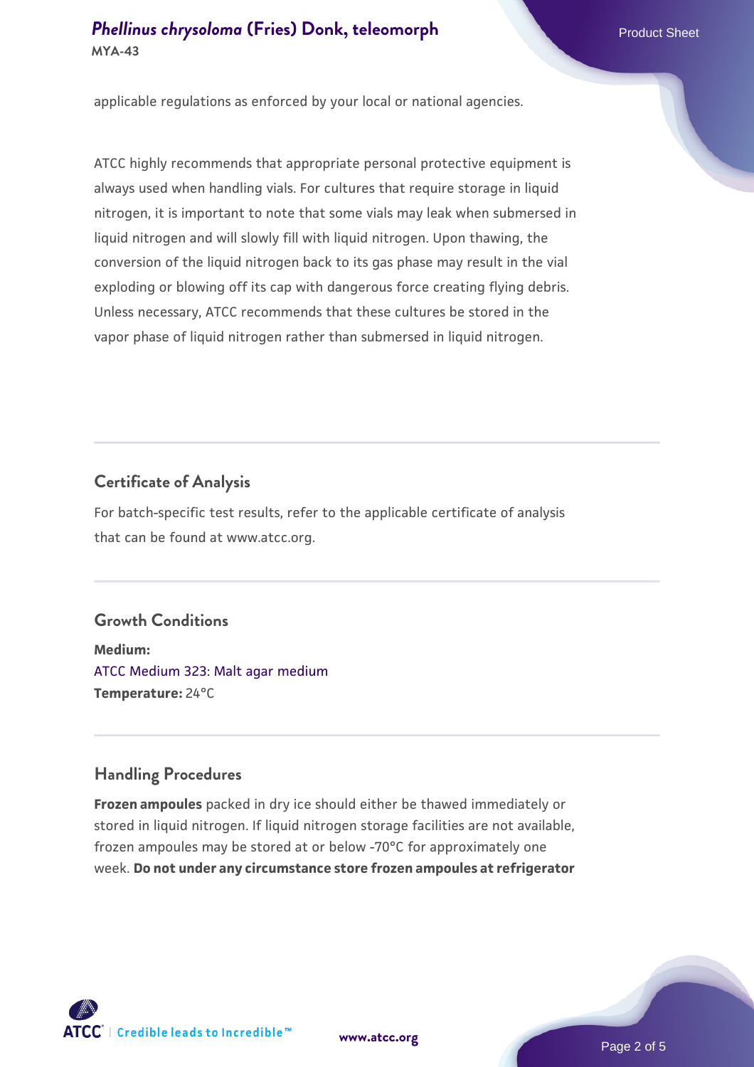applicable regulations as enforced by your local or national agencies.

ATCC highly recommends that appropriate personal protective equipment is always used when handling vials. For cultures that require storage in liquid nitrogen, it is important to note that some vials may leak when submersed in liquid nitrogen and will slowly fill with liquid nitrogen. Upon thawing, the conversion of the liquid nitrogen back to its gas phase may result in the vial exploding or blowing off its cap with dangerous force creating flying debris. Unless necessary, ATCC recommends that these cultures be stored in the vapor phase of liquid nitrogen rather than submersed in liquid nitrogen.

## Certificate of Analysis

For batch-specific test results, refer to the applicable certificate of analysis that can be found at www.atcc.org.

## Growth Conditions

**Medium:**
ATCC Medium 323: Malt agar medium
**Temperature:** 24°C

## Handling Procedures

**Frozen ampoules** packed in dry ice should either be thawed immediately or stored in liquid nitrogen. If liquid nitrogen storage facilities are not available, frozen ampoules may be stored at or below -70°C for approximately one week. **Do not under any circumstance store frozen ampoules at refrigerator**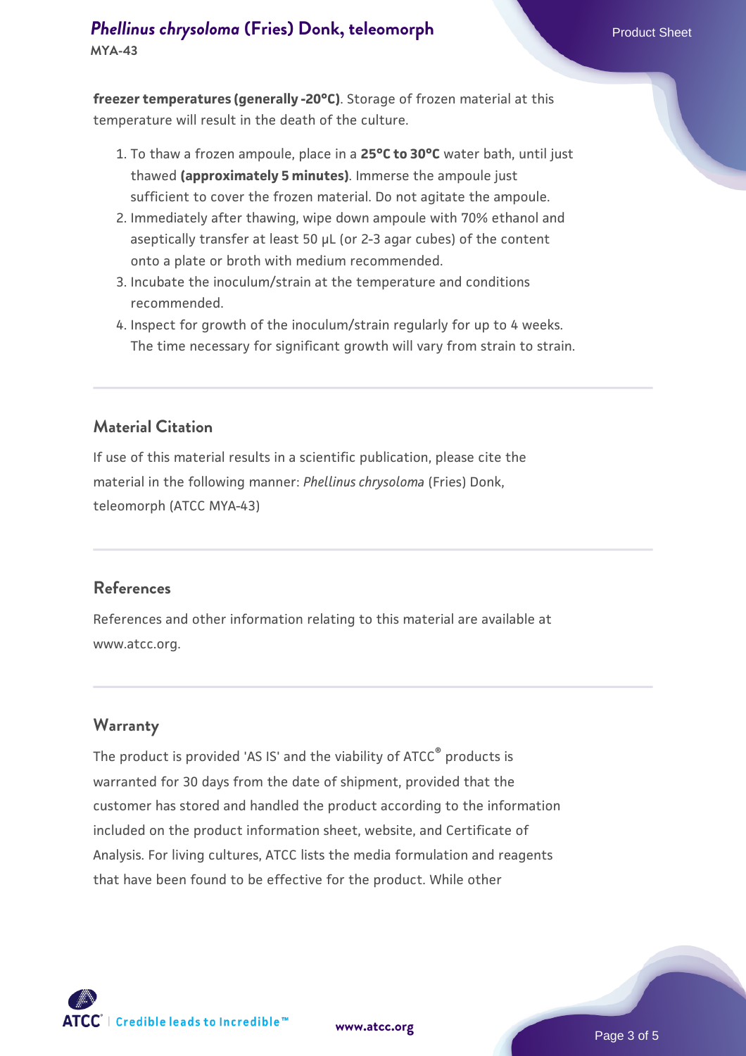**freezer temperatures (generally -20°C)**. Storage of frozen material at this temperature will result in the death of the culture.

1. To thaw a frozen ampoule, place in a **25°C to 30°C** water bath, until just thawed **(approximately 5 minutes)**. Immerse the ampoule just sufficient to cover the frozen material. Do not agitate the ampoule.
2. Immediately after thawing, wipe down ampoule with 70% ethanol and aseptically transfer at least 50 µL (or 2-3 agar cubes) of the content onto a plate or broth with medium recommended.
3. Incubate the inoculum/strain at the temperature and conditions recommended.
4. Inspect for growth of the inoculum/strain regularly for up to 4 weeks. The time necessary for significant growth will vary from strain to strain.

## Material Citation

If use of this material results in a scientific publication, please cite the material in the following manner: *Phellinus chrysoloma* (Fries) Donk, teleomorph (ATCC MYA-43)

## References

References and other information relating to this material are available at www.atcc.org.

## Warranty

The product is provided 'AS IS' and the viability of ATCC® products is warranted for 30 days from the date of shipment, provided that the customer has stored and handled the product according to the information included on the product information sheet, website, and Certificate of Analysis. For living cultures, ATCC lists the media formulation and reagents that have been found to be effective for the product. While other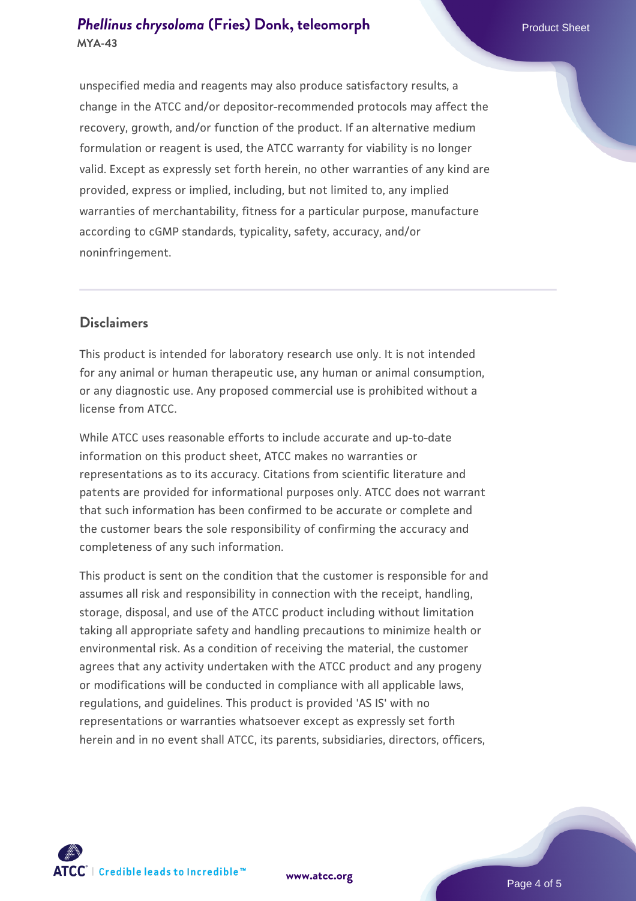unspecified media and reagents may also produce satisfactory results, a change in the ATCC and/or depositor-recommended protocols may affect the recovery, growth, and/or function of the product. If an alternative medium formulation or reagent is used, the ATCC warranty for viability is no longer valid. Except as expressly set forth herein, no other warranties of any kind are provided, express or implied, including, but not limited to, any implied warranties of merchantability, fitness for a particular purpose, manufacture according to cGMP standards, typicality, safety, accuracy, and/or noninfringement.

## Disclaimers

This product is intended for laboratory research use only. It is not intended for any animal or human therapeutic use, any human or animal consumption, or any diagnostic use. Any proposed commercial use is prohibited without a license from ATCC.

While ATCC uses reasonable efforts to include accurate and up-to-date information on this product sheet, ATCC makes no warranties or representations as to its accuracy. Citations from scientific literature and patents are provided for informational purposes only. ATCC does not warrant that such information has been confirmed to be accurate or complete and the customer bears the sole responsibility of confirming the accuracy and completeness of any such information.

This product is sent on the condition that the customer is responsible for and assumes all risk and responsibility in connection with the receipt, handling, storage, disposal, and use of the ATCC product including without limitation taking all appropriate safety and handling precautions to minimize health or environmental risk. As a condition of receiving the material, the customer agrees that any activity undertaken with the ATCC product and any progeny or modifications will be conducted in compliance with all applicable laws, regulations, and guidelines. This product is provided 'AS IS' with no representations or warranties whatsoever except as expressly set forth herein and in no event shall ATCC, its parents, subsidiaries, directors, officers,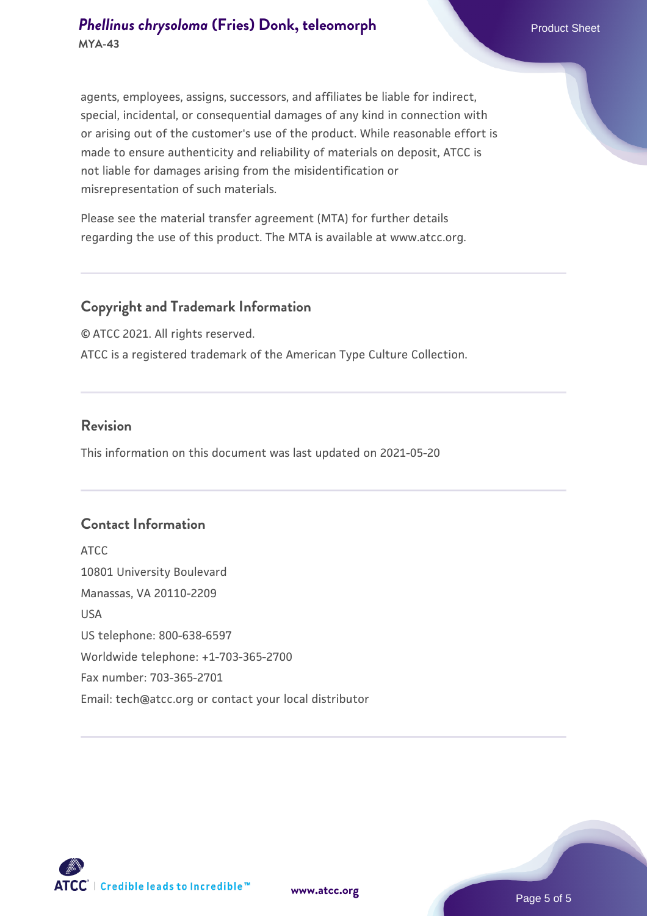agents, employees, assigns, successors, and affiliates be liable for indirect, special, incidental, or consequential damages of any kind in connection with or arising out of the customer's use of the product. While reasonable effort is made to ensure authenticity and reliability of materials on deposit, ATCC is not liable for damages arising from the misidentification or misrepresentation of such materials.

Please see the material transfer agreement (MTA) for further details regarding the use of this product. The MTA is available at www.atcc.org.

## Copyright and Trademark Information

© ATCC 2021. All rights reserved.

ATCC is a registered trademark of the American Type Culture Collection.

## Revision

This information on this document was last updated on 2021-05-20

## Contact Information

ATCC
10801 University Boulevard
Manassas, VA 20110-2209
USA
US telephone: 800-638-6597
Worldwide telephone: +1-703-365-2700
Fax number: 703-365-2701
Email: tech@atcc.org or contact your local distributor